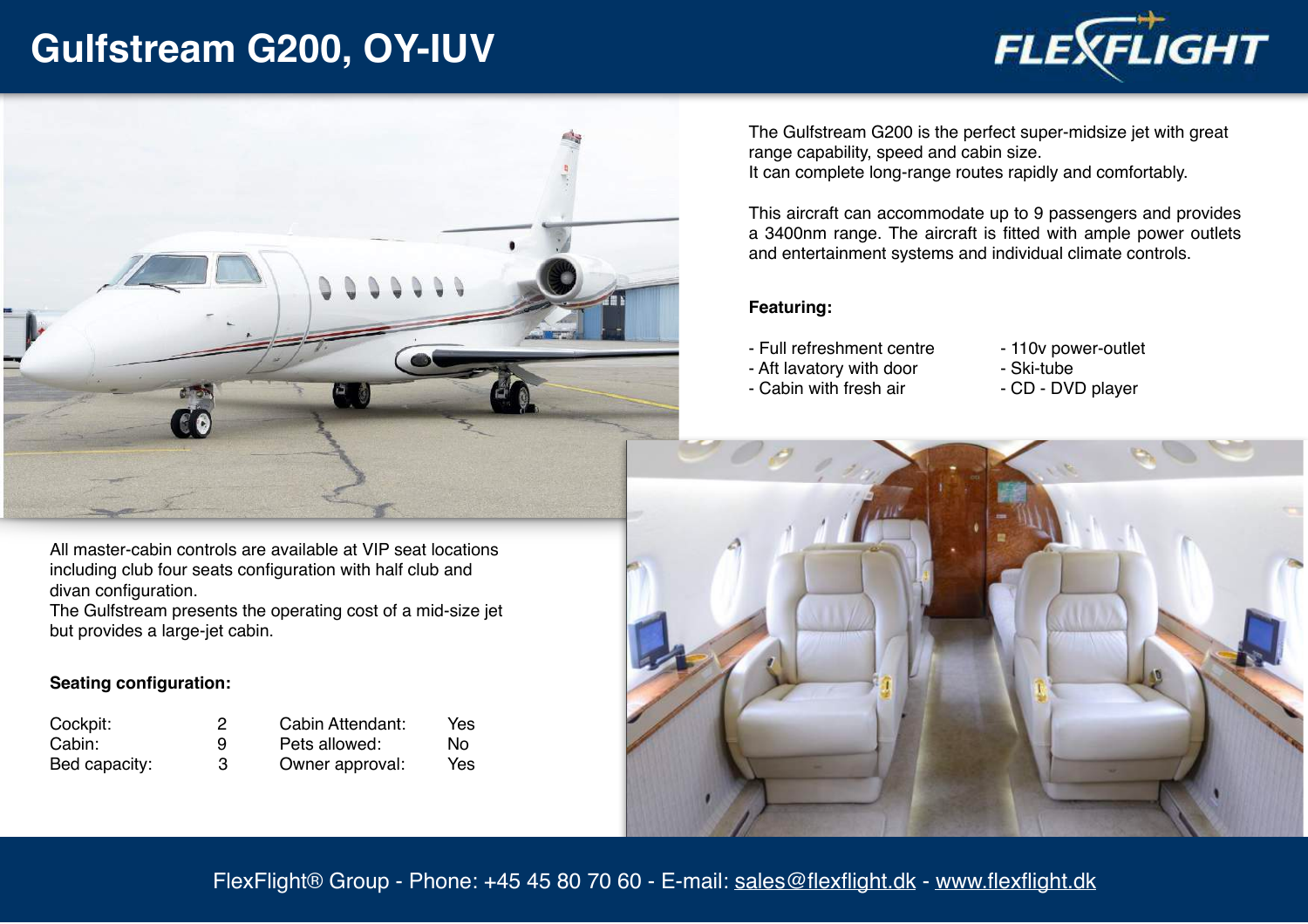# Gulfstream G200, OY-IUV

FLEXFLIGHT

The Gulfstream G200 is the perfect super-midsize jet with great range capability, speed and cabin size.
It can complete long-range routes rapidly and comfortably.

This aircraft can accommodate up to 9 passengers and provides a 3400nm range. The aircraft is fitted with ample power outlets and entertainment systems and individual climate controls.

**Featuring:**

- Full refreshment centre
- Aft lavatory with door
- Cabin with fresh air
- 110v power-outlet
- Ski-tube
- CD - DVD player

All master-cabin controls are available at VIP seat locations including club four seats configuration with half club and divan configuration.
The Gulfstream presents the operating cost of a mid-size jet but provides a large-jet cabin.

**Seating configuration:**

| | | | |
|---|---|---|---|
| Cockpit: | 2 | Cabin Attendant: | Yes |
| Cabin: | 9 | Pets allowed: | No |
| Bed capacity: | 3 | Owner approval: | Yes |

FlexFlight® Group - Phone: +45 45 80 70 60 - E-mail: sales@flexflight.dk - www.flexflight.dk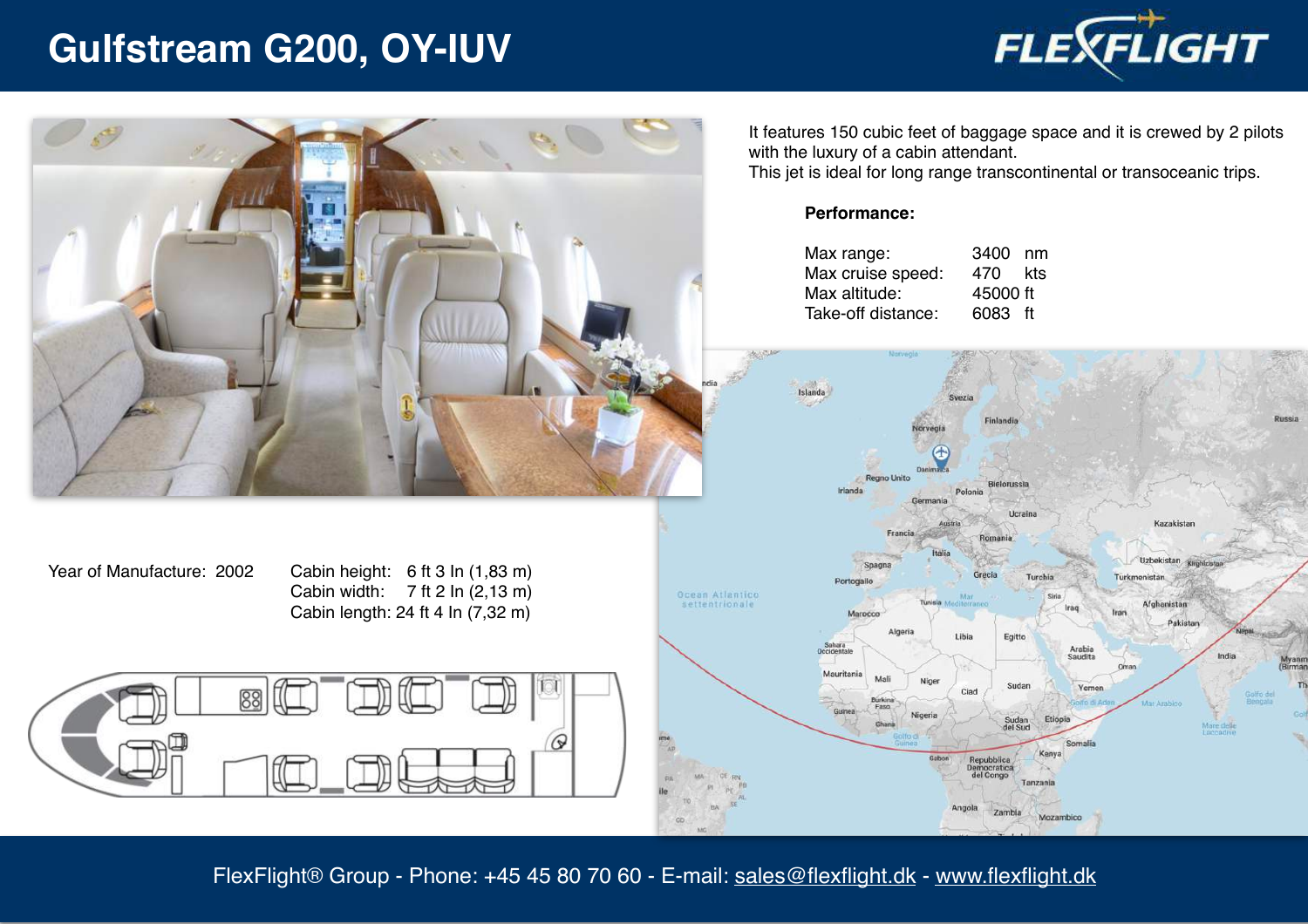# Gulfstream G200, OY-IUV

It features 150 cubic feet of baggage space and it is crewed by 2 pilots with the luxury of a cabin attendant.
This jet is ideal for long range transcontinental or transoceanic trips.

**Performance:**

| | |
|---|---|
| Max range: | 3400 nm |
| Max cruise speed: | 470 kts |
| Max altitude: | 45000 ft |
| Take-off distance: | 6083 ft |

Year of Manufacture: 2002

Cabin height: 6 ft 3 In (1,83 m)
Cabin width: 7 ft 2 In (2,13 m)
Cabin length: 24 ft 4 In (7,32 m)

FlexFlight® Group - Phone: +45 45 80 70 60 - E-mail: sales@flexflight.dk - www.flexflight.dk